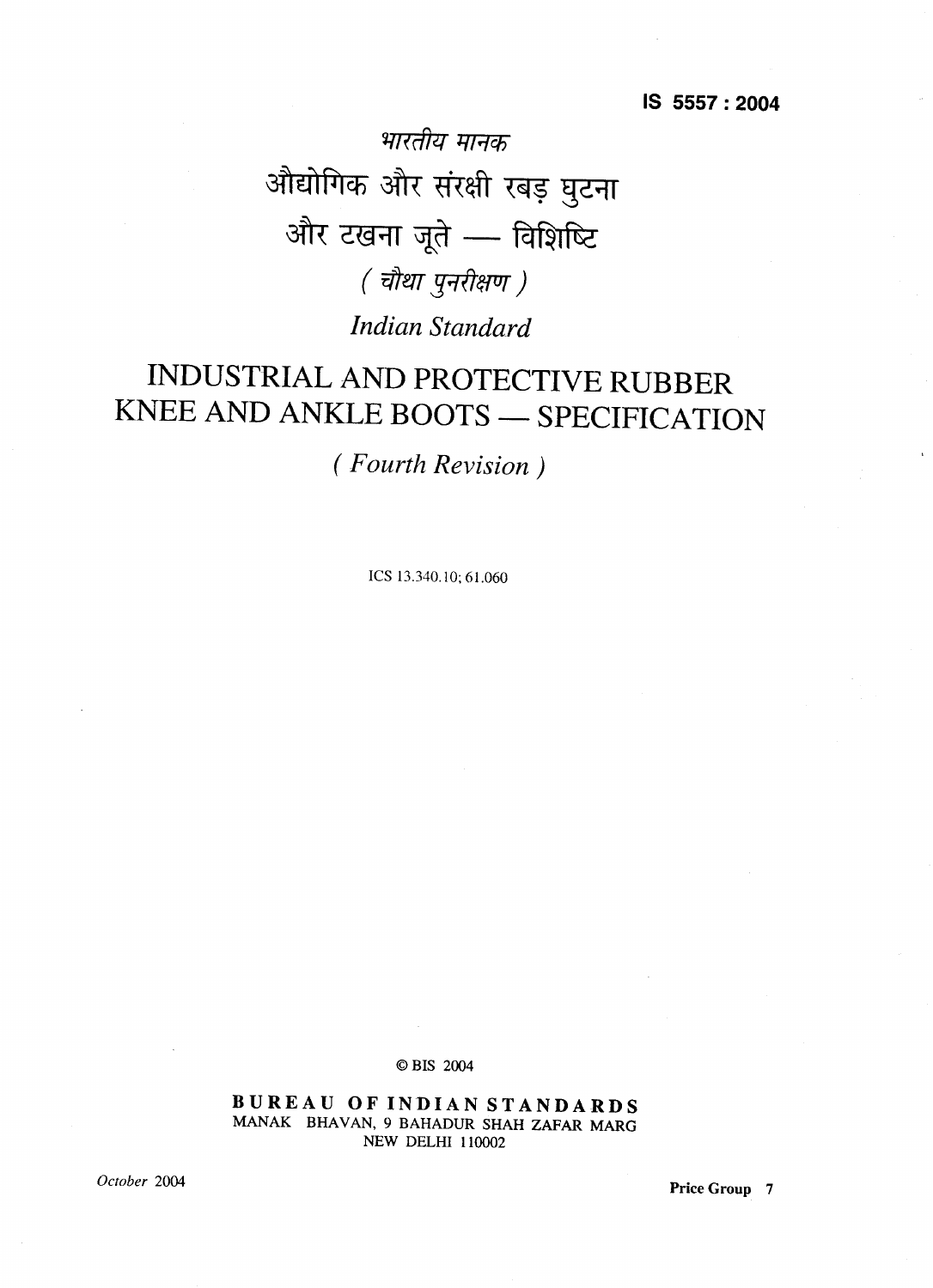IS 5557 : 2004

भारतीय मानक

# औद्योगिक और संरक्षी रबड़ घुटना और टखना जूते — विशिष्टि

*( चौथा पुनरीक्षण )*

*Indian Standard*

# INDUSTRIAL AND PROTECTIVE RUBBER KNEE AND ANKLE BOOTS — SPECIFICATION

*( Fourth Revision )*

ICS 13.340.10; 61.060

© BIS 2004

**BUREAU OF INDIAN STANDARDS**
MANAK BHAVAN, 9 BAHADUR SHAH ZAFAR MARG
NEW DELHI 110002

*October* 2004

**Price Group 7**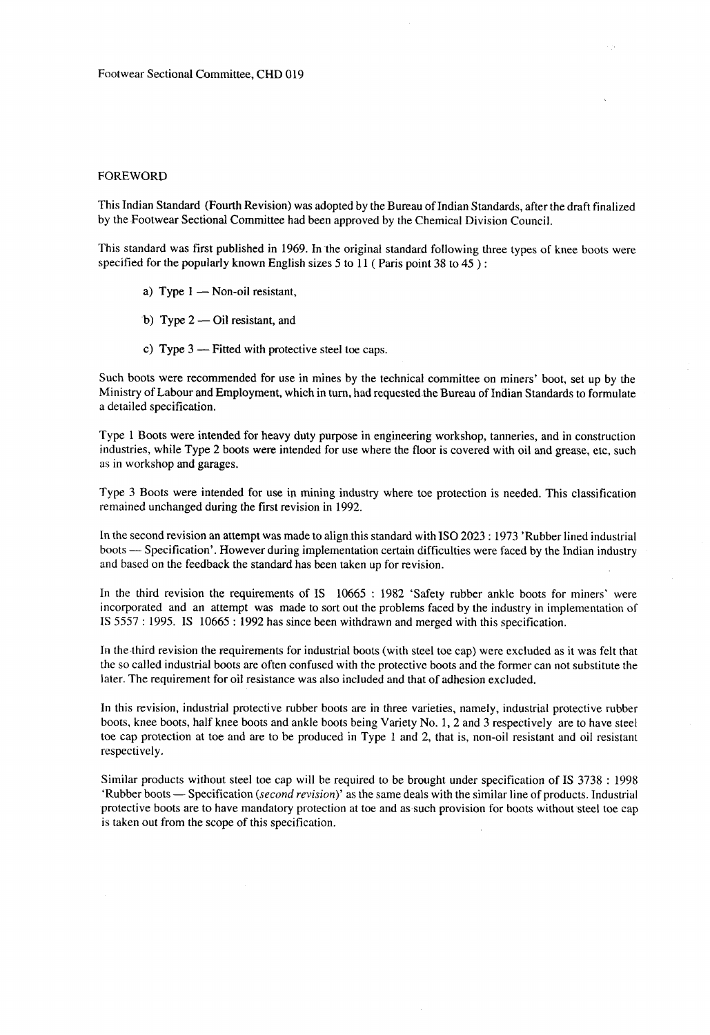Footwear Sectional Committee, CHD 019

## FOREWORD

This Indian Standard (Fourth Revision) was adopted by the Bureau of Indian Standards, after the draft finalized by the Footwear Sectional Committee had been approved by the Chemical Division Council.

This standard was first published in 1969. In the original standard following three types of knee boots were specified for the popularly known English sizes 5 to 11 ( Paris point 38 to 45 ) :

a) Type 1 — Non-oil resistant,

b) Type 2 — Oil resistant, and

c) Type 3 — Fitted with protective steel toe caps.

Such boots were recommended for use in mines by the technical committee on miners' boot, set up by the Ministry of Labour and Employment, which in turn, had requested the Bureau of Indian Standards to formulate a detailed specification.

Type 1 Boots were intended for heavy duty purpose in engineering workshop, tanneries, and in construction industries, while Type 2 boots were intended for use where the floor is covered with oil and grease, etc, such as in workshop and garages.

Type 3 Boots were intended for use in mining industry where toe protection is needed. This classification remained unchanged during the first revision in 1992.

In the second revision an attempt was made to align this standard with ISO 2023 : 1973 'Rubber lined industrial boots — Specification'. However during implementation certain difficulties were faced by the Indian industry and based on the feedback the standard has been taken up for revision.

In the third revision the requirements of IS 10665 : 1982 'Safety rubber ankle boots for miners' were incorporated and an attempt was made to sort out the problems faced by the industry in implementation of IS 5557 : 1995. IS 10665 : 1992 has since been withdrawn and merged with this specification.

In the third revision the requirements for industrial boots (with steel toe cap) were excluded as it was felt that the so called industrial boots are often confused with the protective boots and the former can not substitute the later. The requirement for oil resistance was also included and that of adhesion excluded.

In this revision, industrial protective rubber boots are in three varieties, namely, industrial protective rubber boots, knee boots, half knee boots and ankle boots being Variety No. 1, 2 and 3 respectively are to have steel toe cap protection at toe and are to be produced in Type 1 and 2, that is, non-oil resistant and oil resistant respectively.

Similar products without steel toe cap will be required to be brought under specification of IS 3738 : 1998 'Rubber boots — Specification (*second revision*)' as the same deals with the similar line of products. Industrial protective boots are to have mandatory protection at toe and as such provision for boots without steel toe cap is taken out from the scope of this specification.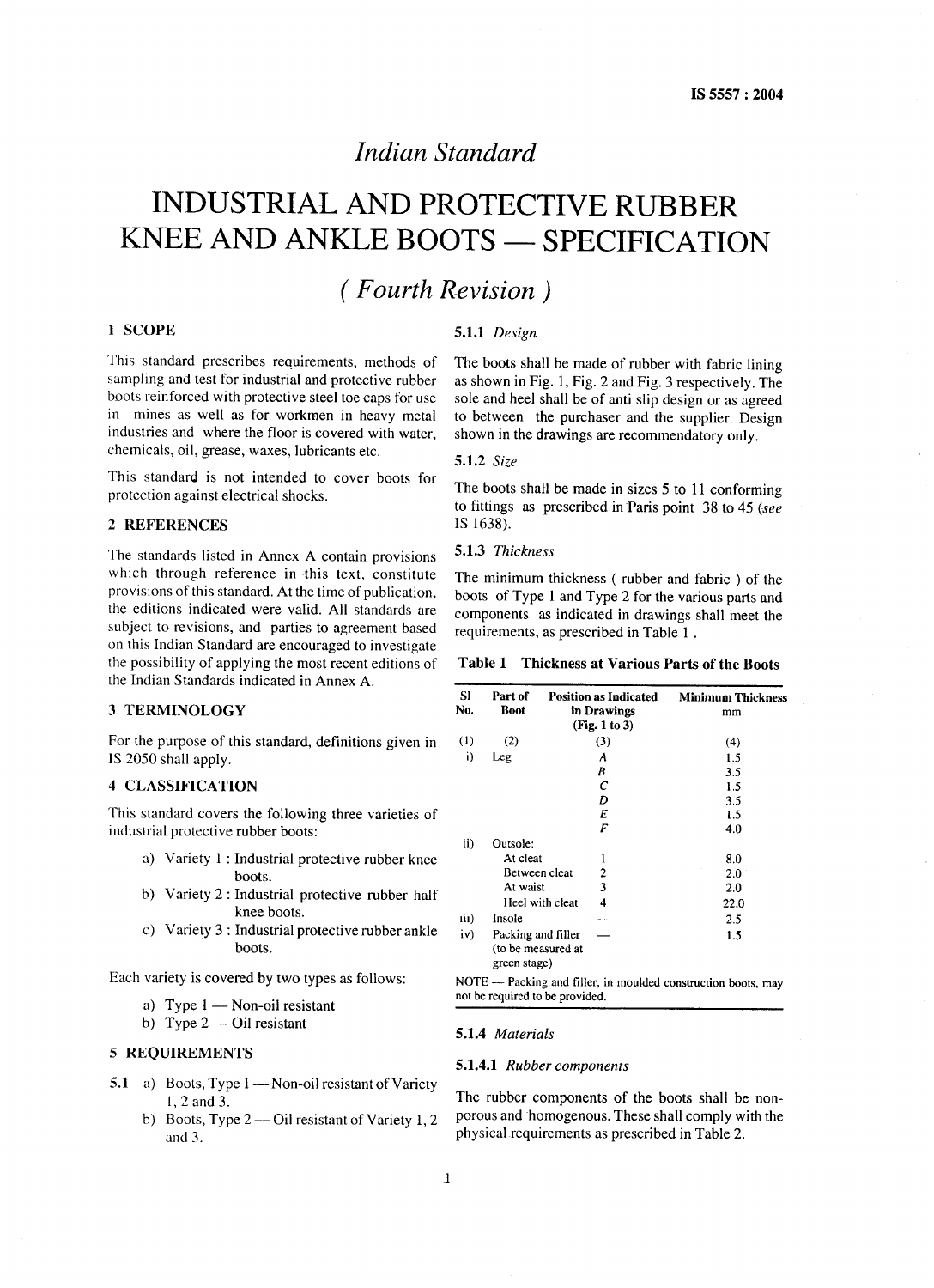# Indian Standard

# INDUSTRIAL AND PROTECTIVE RUBBER KNEE AND ANKLE BOOTS — SPECIFICATION

## *( Fourth Revision )*

## 1 SCOPE

This standard prescribes requirements, methods of sampling and test for industrial and protective rubber boots reinforced with protective steel toe caps for use in mines as well as for workmen in heavy metal industries and where the floor is covered with water, chemicals, oil, grease, waxes, lubricants etc.

This standard is not intended to cover boots for protection against electrical shocks.

## 2 REFERENCES

The standards listed in Annex A contain provisions which through reference in this text, constitute provisions of this standard. At the time of publication, the editions indicated were valid. All standards are subject to revisions, and parties to agreement based on this Indian Standard are encouraged to investigate the possibility of applying the most recent editions of the Indian Standards indicated in Annex A.

## 3 TERMINOLOGY

For the purpose of this standard, definitions given in IS 2050 shall apply.

## 4 CLASSIFICATION

This standard covers the following three varieties of industrial protective rubber boots:

a) Variety 1 : Industrial protective rubber knee boots.
b) Variety 2 : Industrial protective rubber half knee boots.
c) Variety 3 : Industrial protective rubber ankle boots.

Each variety is covered by two types as follows:

a) Type 1 — Non-oil resistant
b) Type 2 — Oil resistant

## 5 REQUIREMENTS

**5.1** a) Boots, Type 1 — Non-oil resistant of Variety 1, 2 and 3.

b) Boots, Type 2 — Oil resistant of Variety 1, 2 and 3.

**5.1.1** *Design*

The boots shall be made of rubber with fabric lining as shown in Fig. 1, Fig. 2 and Fig. 3 respectively. The sole and heel shall be of anti slip design or as agreed to between the purchaser and the supplier. Design shown in the drawings are recommendatory only.

**5.1.2** *Size*

The boots shall be made in sizes 5 to 11 conforming to fittings as prescribed in Paris point 38 to 45 (*see* IS 1638).

**5.1.3** *Thickness*

The minimum thickness ( rubber and fabric ) of the boots of Type 1 and Type 2 for the various parts and components as indicated in drawings shall meet the requirements, as prescribed in Table 1 .

**Table 1 Thickness at Various Parts of the Boots**

| Sl No. | Part of Boot | Position as Indicated in Drawings (Fig. 1 to 3) | Minimum Thickness mm |
|---|---|---|---|
| (1) | (2) | (3) | (4) |
| i) | Leg | *A* | 1.5 |
| | | *B* | 3.5 |
| | | *C* | 1.5 |
| | | *D* | 3.5 |
| | | *E* | 1.5 |
| | | *F* | 4.0 |
| ii) | Outsole: | | |
| | At cleat | 1 | 8.0 |
| | Between cleat | 2 | 2.0 |
| | At waist | 3 | 2.0 |
| | Heel with cleat | 4 | 22.0 |
| iii) | Insole | — | 2.5 |
| iv) | Packing and filler (to be measured at green stage) | — | 1.5 |

NOTE — Packing and filler, in moulded construction boots, may not be required to be provided.

**5.1.4** *Materials*

**5.1.4.1** *Rubber components*

The rubber components of the boots shall be non-porous and homogenous. These shall comply with the physical requirements as prescribed in Table 2.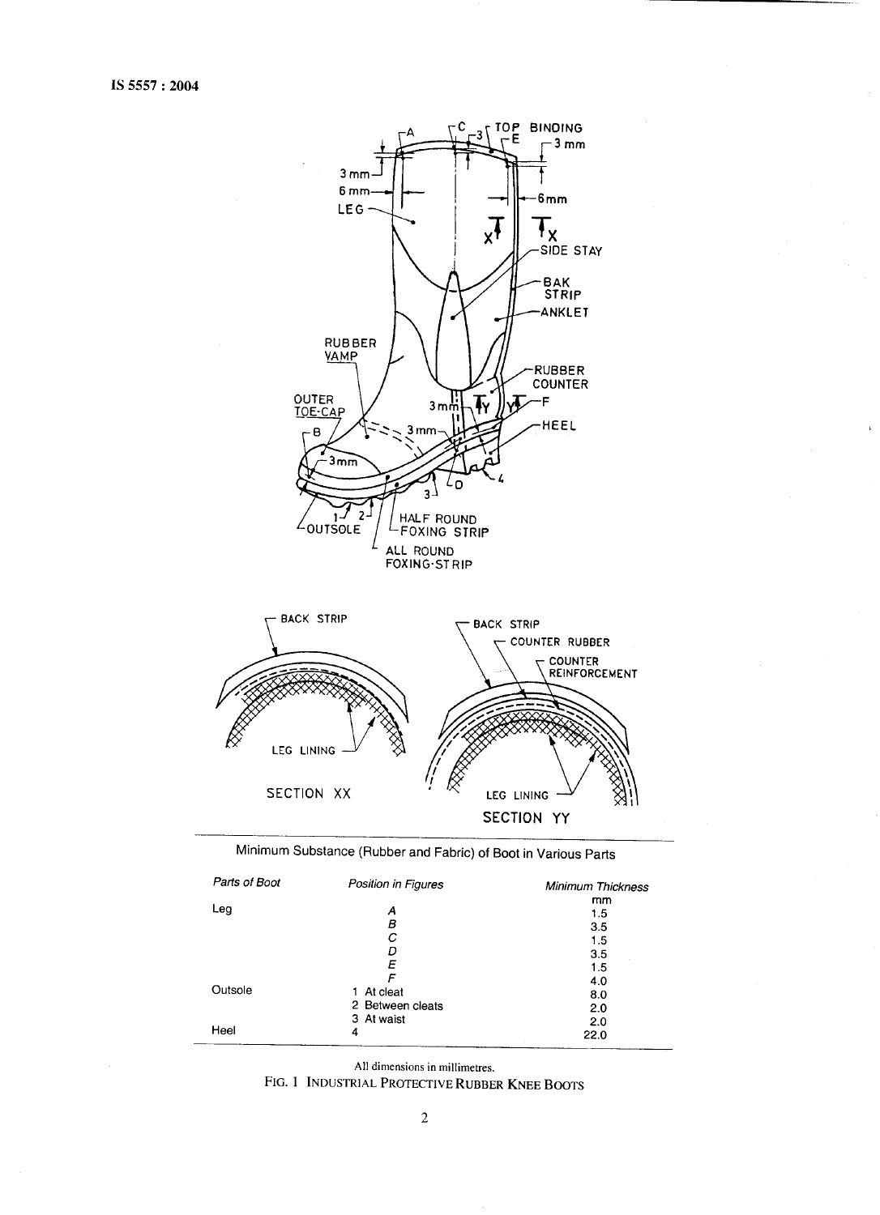Minimum Substance (Rubber and Fabric) of Boot in Various Parts

| Parts of Boot | Position in Figures | Minimum Thickness mm |
|---|---|---|
| Leg | A | 1.5 |
| | B | 3.5 |
| | C | 1.5 |
| | D | 3.5 |
| | E | 1.5 |
| | F | 4.0 |
| Outsole | 1 At cleat | 8.0 |
| | 2 Between cleats | 2.0 |
| | 3 At waist | 2.0 |
| Heel | 4 | 22.0 |

All dimensions in millimetres.

FIG. 1 INDUSTRIAL PROTECTIVE RUBBER KNEE BOOTS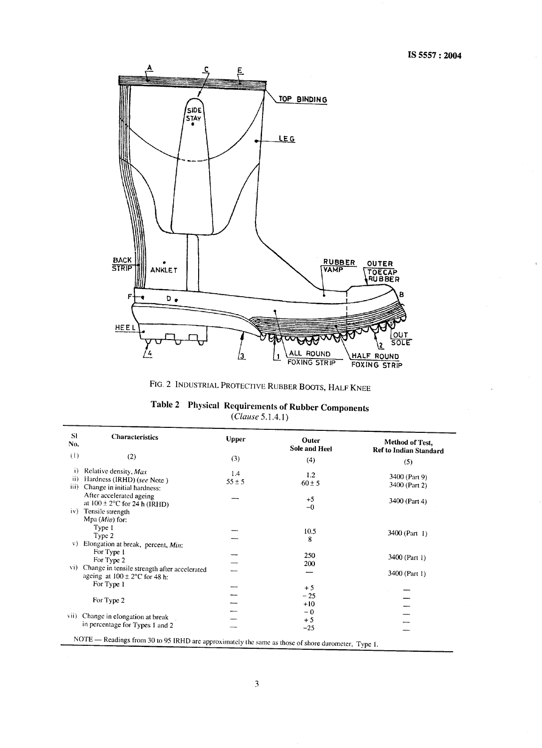FIG. 2 INDUSTRIAL PROTECTIVE RUBBER BOOTS, HALF KNEE

**Table 2 Physical Requirements of Rubber Components**
(*Clause* 5.1.4.1)

| Sl No. | Characteristics | Upper | Outer Sole and Heel | Method of Test, Ref to Indian Standard |
|---|---|---|---|---|
| (1) | (2) | (3) | (4) | (5) |
| i) | Relative density, *Max* | 1.4 | 1.2 | 3400 (Part 9) |
| ii) | Hardness (IRHD) (*see* Note) | 55 ± 5 | 60 ± 5 | 3400 (Part 2) |
| iii) | Change in initial hardness: After accelerated ageing at 100 ± 2°C for 24 h (IRHD) | — | +5 −0 | 3400 (Part 4) |
| iv) | Tensile strength Mpa (*Min*) for: | | | |
| | Type 1 | — | 10.5 | 3400 (Part 1) |
| | Type 2 | — | 8 | |
| v) | Elongation at break, percent, *Min*: | | | |
| | For Type 1 | — | 250 | 3400 (Part 1) |
| | For Type 2 | — | 200 | |
| vi) | Change in tensile strength after accelerated ageing at 100 ± 2°C for 48 h: | — | — | 3400 (Part 1) |
| | For Type 1 | — | +5 −25 | — |
| | For Type 2 | — | +10 −0 | — |
| vii) | Change in elongation at break in percentage for Types 1 and 2 | — | +5 −25 | — |

NOTE — Readings from 30 to 95 IRHD are approximately the same as those of shore durometer, Type 1.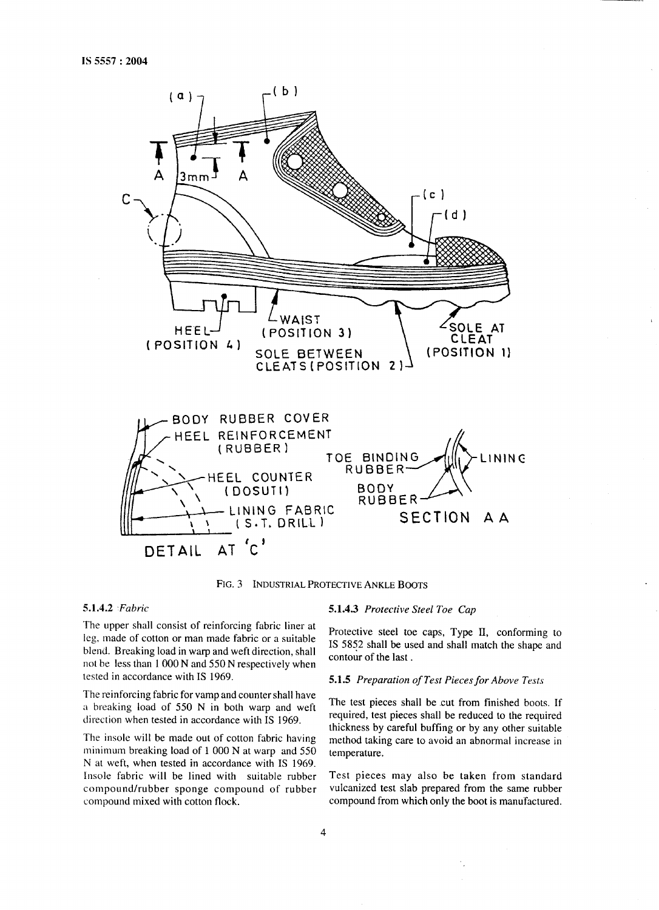FIG. 3 INDUSTRIAL PROTECTIVE ANKLE BOOTS

**5.1.4.2** *Fabric*

The upper shall consist of reinforcing fabric liner at leg, made of cotton or man made fabric or a suitable blend. Breaking load in warp and weft direction, shall not be less than 1 000 N and 550 N respectively when tested in accordance with IS 1969.

The reinforcing fabric for vamp and counter shall have a breaking load of 550 N in both warp and weft direction when tested in accordance with IS 1969.

The insole will be made out of cotton fabric having minimum breaking load of 1 000 N at warp and 550 N at weft, when tested in accordance with IS 1969. Insole fabric will be lined with suitable rubber compound/rubber sponge compound of rubber compound mixed with cotton flock.

**5.1.4.3** *Protective Steel Toe Cap*

Protective steel toe caps, Type II, conforming to IS 5852 shall be used and shall match the shape and contour of the last.

**5.1.5** *Preparation of Test Pieces for Above Tests*

The test pieces shall be cut from finished boots. If required, test pieces shall be reduced to the required thickness by careful buffing or by any other suitable method taking care to avoid an abnormal increase in temperature.

Test pieces may also be taken from standard vulcanized test slab prepared from the same rubber compound from which only the boot is manufactured.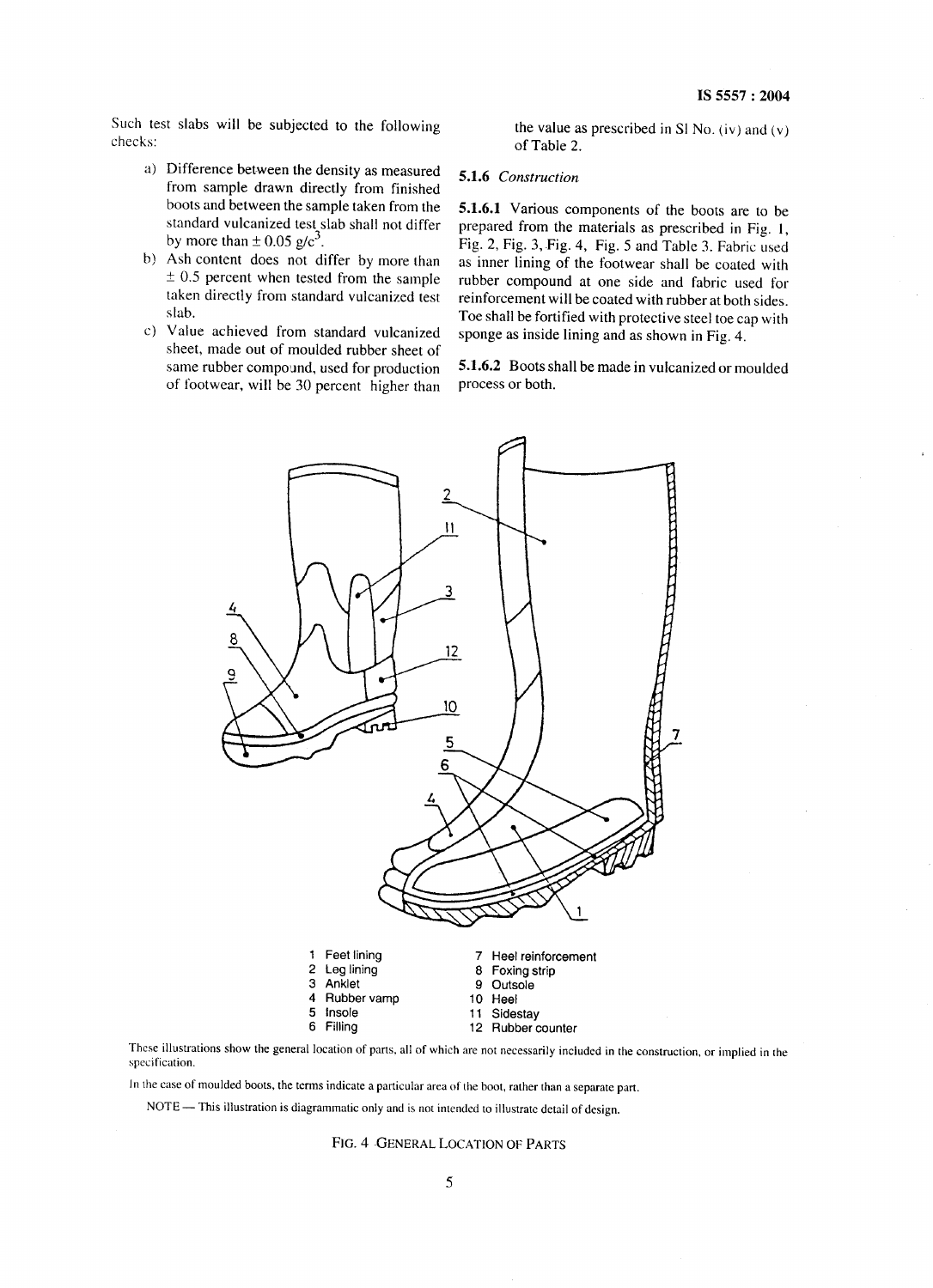Such test slabs will be subjected to the following checks:

a) Difference between the density as measured from sample drawn directly from finished boots and between the sample taken from the standard vulcanized test slab shall not differ by more than ± 0.05 g/c$^3$.

b) Ash content does not differ by more than ± 0.5 percent when tested from the sample taken directly from standard vulcanized test slab.

c) Value achieved from standard vulcanized sheet, made out of moulded rubber sheet of same rubber compound, used for production of footwear, will be 30 percent higher than the value as prescribed in Sl No. (iv) and (v) of Table 2.

**5.1.6** *Construction*

**5.1.6.1** Various components of the boots are to be prepared from the materials as prescribed in Fig. 1, Fig. 2, Fig. 3, Fig. 4, Fig. 5 and Table 3. Fabric used as inner lining of the footwear shall be coated with rubber compound at one side and fabric used for reinforcement will be coated with rubber at both sides. Toe shall be fortified with protective steel toe cap with sponge as inside lining and as shown in Fig. 4.

**5.1.6.2** Boots shall be made in vulcanized or moulded process or both.

| | | | |
|---|---|---|---|
| 1 | Feet lining | 7 | Heel reinforcement |
| 2 | Leg lining | 8 | Foxing strip |
| 3 | Anklet | 9 | Outsole |
| 4 | Rubber vamp | 10 | Heel |
| 5 | Insole | 11 | Sidestay |
| 6 | Filling | 12 | Rubber counter |

These illustrations show the general location of parts, all of which are not necessarily included in the construction, or implied in the specification.

In the case of moulded boots, the terms indicate a particular area of the boot, rather than a separate part.

NOTE — This illustration is diagrammatic only and is not intended to illustrate detail of design.

FIG. 4 GENERAL LOCATION OF PARTS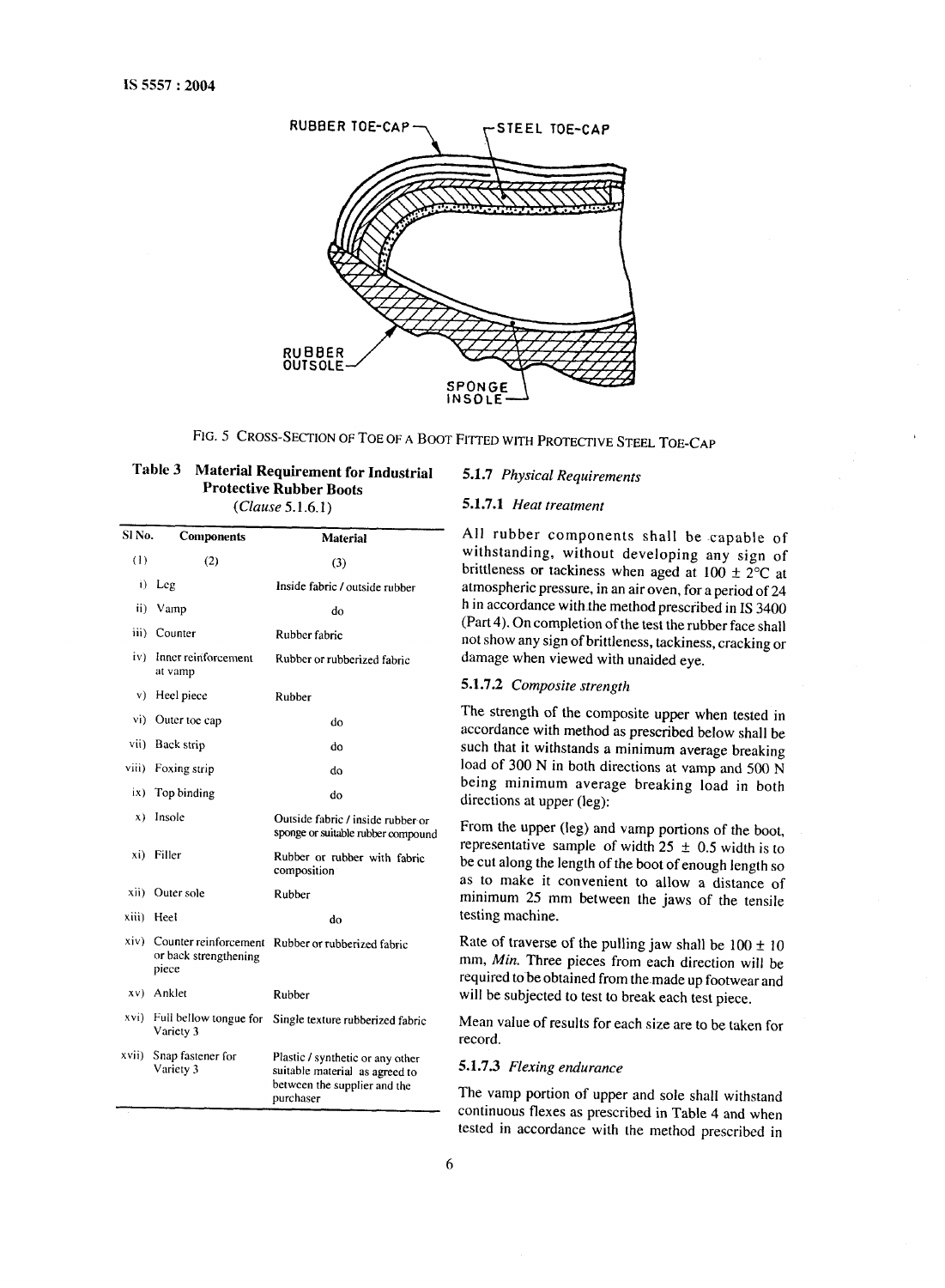FIG. 5 CROSS-SECTION OF TOE OF A BOOT FITTED WITH PROTECTIVE STEEL TOE-CAP

**Table 3 Material Requirement for Industrial Protective Rubber Boots**
(*Clause* 5.1.6.1)

| Sl No. | Components | Material |
|---|---|---|
| (1) | (2) | (3) |
| i) | Leg | Inside fabric / outside rubber |
| ii) | Vamp | do |
| iii) | Counter | Rubber fabric |
| iv) | Inner reinforcement at vamp | Rubber or rubberized fabric |
| v) | Heel piece | Rubber |
| vi) | Outer toe cap | do |
| vii) | Back strip | do |
| viii) | Foxing strip | do |
| ix) | Top binding | do |
| x) | Insole | Outside fabric / inside rubber or sponge or suitable rubber compound |
| xi) | Filler | Rubber or rubber with fabric composition |
| xii) | Outer sole | Rubber |
| xiii) | Heel | do |
| xiv) | Counter reinforcement or back strengthening piece | Rubber or rubberized fabric |
| xv) | Anklet | Rubber |
| xvi) | Full bellow tongue for Variety 3 | Single texture rubberized fabric |
| xvii) | Snap fastener for Variety 3 | Plastic / synthetic or any other suitable material as agreed to between the supplier and the purchaser |

**5.1.7** *Physical Requirements*

**5.1.7.1** *Heat treatment*

All rubber components shall be capable of withstanding, without developing any sign of brittleness or tackiness when aged at 100 ± 2°C at atmospheric pressure, in an air oven, for a period of 24 h in accordance with the method prescribed in IS 3400 (Part 4). On completion of the test the rubber face shall not show any sign of brittleness, tackiness, cracking or damage when viewed with unaided eye.

**5.1.7.2** *Composite strength*

The strength of the composite upper when tested in accordance with method as prescribed below shall be such that it withstands a minimum average breaking load of 300 N in both directions at vamp and 500 N being minimum average breaking load in both directions at upper (leg):

From the upper (leg) and vamp portions of the boot, representative sample of width 25 ± 0.5 width is to be cut along the length of the boot of enough length so as to make it convenient to allow a distance of minimum 25 mm between the jaws of the tensile testing machine.

Rate of traverse of the pulling jaw shall be 100 ± 10 mm, *Min.* Three pieces from each direction will be required to be obtained from the made up footwear and will be subjected to test to break each test piece.

Mean value of results for each size are to be taken for record.

**5.1.7.3** *Flexing endurance*

The vamp portion of upper and sole shall withstand continuous flexes as prescribed in Table 4 and when tested in accordance with the method prescribed in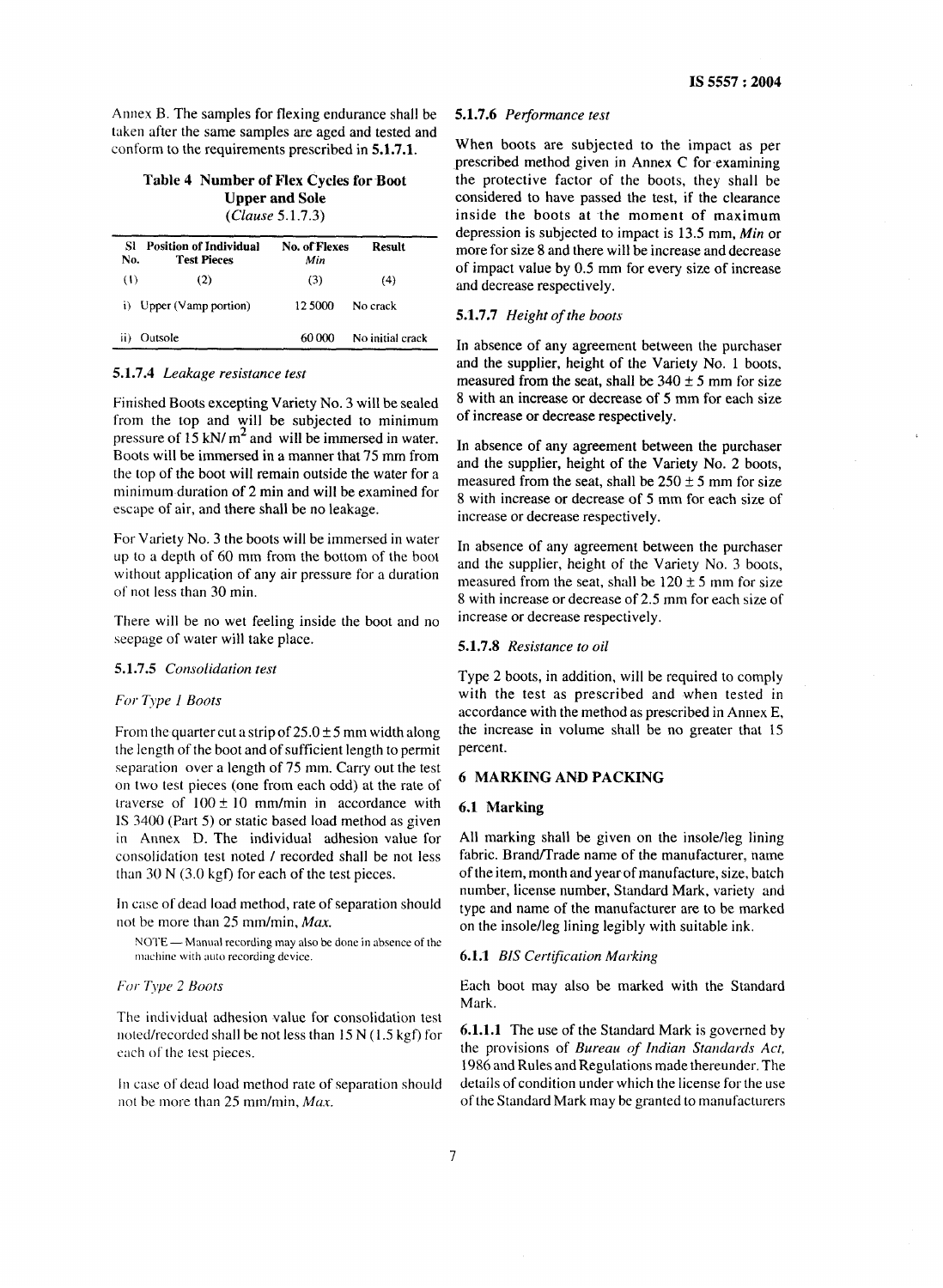Annex B. The samples for flexing endurance shall be taken after the same samples are aged and tested and conform to the requirements prescribed in **5.1.7.1**.

**Table 4 Number of Flex Cycles for Boot Upper and Sole**
(*Clause* 5.1.7.3)

| Sl No. | Position of Individual Test Pieces | No. of Flexes *Min* | Result |
|---|---|---|---|
| (1) | (2) | (3) | (4) |
| i) | Upper (Vamp portion) | 12 5000 | No crack |
| ii) | Outsole | 60 000 | No initial crack |

**5.1.7.4** *Leakage resistance test*

Finished Boots excepting Variety No. 3 will be sealed from the top and will be subjected to minimum pressure of 15 kN/ $m^2$ and will be immersed in water. Boots will be immersed in a manner that 75 mm from the top of the boot will remain outside the water for a minimum duration of 2 min and will be examined for escape of air, and there shall be no leakage.

For Variety No. 3 the boots will be immersed in water up to a depth of 60 mm from the bottom of the boot without application of any air pressure for a duration of not less than 30 min.

There will be no wet feeling inside the boot and no seepage of water will take place.

**5.1.7.5** *Consolidation test*

*For Type 1 Boots*

From the quarter cut a strip of 25.0 ± 5 mm width along the length of the boot and of sufficient length to permit separation over a length of 75 mm. Carry out the test on two test pieces (one from each odd) at the rate of traverse of 100 ± 10 mm/min in accordance with IS 3400 (Part 5) or static based load method as given in Annex D. The individual adhesion value for consolidation test noted / recorded shall be not less than 30 N (3.0 kgf) for each of the test pieces.

In case of dead load method, rate of separation should not be more than 25 mm/min, *Max*.

NOTE — Manual recording may also be done in absence of the machine with auto recording device.

*For Type 2 Boots*

The individual adhesion value for consolidation test noted/recorded shall be not less than 15 N (1.5 kgf) for each of the test pieces.

In case of dead load method rate of separation should not be more than 25 mm/min, *Max*.

**5.1.7.6** *Performance test*

When boots are subjected to the impact as per prescribed method given in Annex C for examining the protective factor of the boots, they shall be considered to have passed the test, if the clearance inside the boots at the moment of maximum depression is subjected to impact is 13.5 mm, *Min* or more for size 8 and there will be increase and decrease of impact value by 0.5 mm for every size of increase and decrease respectively.

**5.1.7.7** *Height of the boots*

In absence of any agreement between the purchaser and the supplier, height of the Variety No. 1 boots, measured from the seat, shall be 340 ± 5 mm for size 8 with an increase or decrease of 5 mm for each size of increase or decrease respectively.

In absence of any agreement between the purchaser and the supplier, height of the Variety No. 2 boots, measured from the seat, shall be 250 ± 5 mm for size 8 with increase or decrease of 5 mm for each size of increase or decrease respectively.

In absence of any agreement between the purchaser and the supplier, height of the Variety No. 3 boots, measured from the seat, shall be 120 ± 5 mm for size 8 with increase or decrease of 2.5 mm for each size of increase or decrease respectively.

**5.1.7.8** *Resistance to oil*

Type 2 boots, in addition, will be required to comply with the test as prescribed and when tested in accordance with the method as prescribed in Annex E, the increase in volume shall be no greater that 15 percent.

## 6 MARKING AND PACKING

### 6.1 Marking

All marking shall be given on the insole/leg lining fabric. Brand/Trade name of the manufacturer, name of the item, month and year of manufacture, size, batch number, license number, Standard Mark, variety and type and name of the manufacturer are to be marked on the insole/leg lining legibly with suitable ink.

**6.1.1** *BIS Certification Marking*

Each boot may also be marked with the Standard Mark.

**6.1.1.1** The use of the Standard Mark is governed by the provisions of *Bureau of Indian Standards Act*, 1986 and Rules and Regulations made thereunder. The details of condition under which the license for the use of the Standard Mark may be granted to manufacturers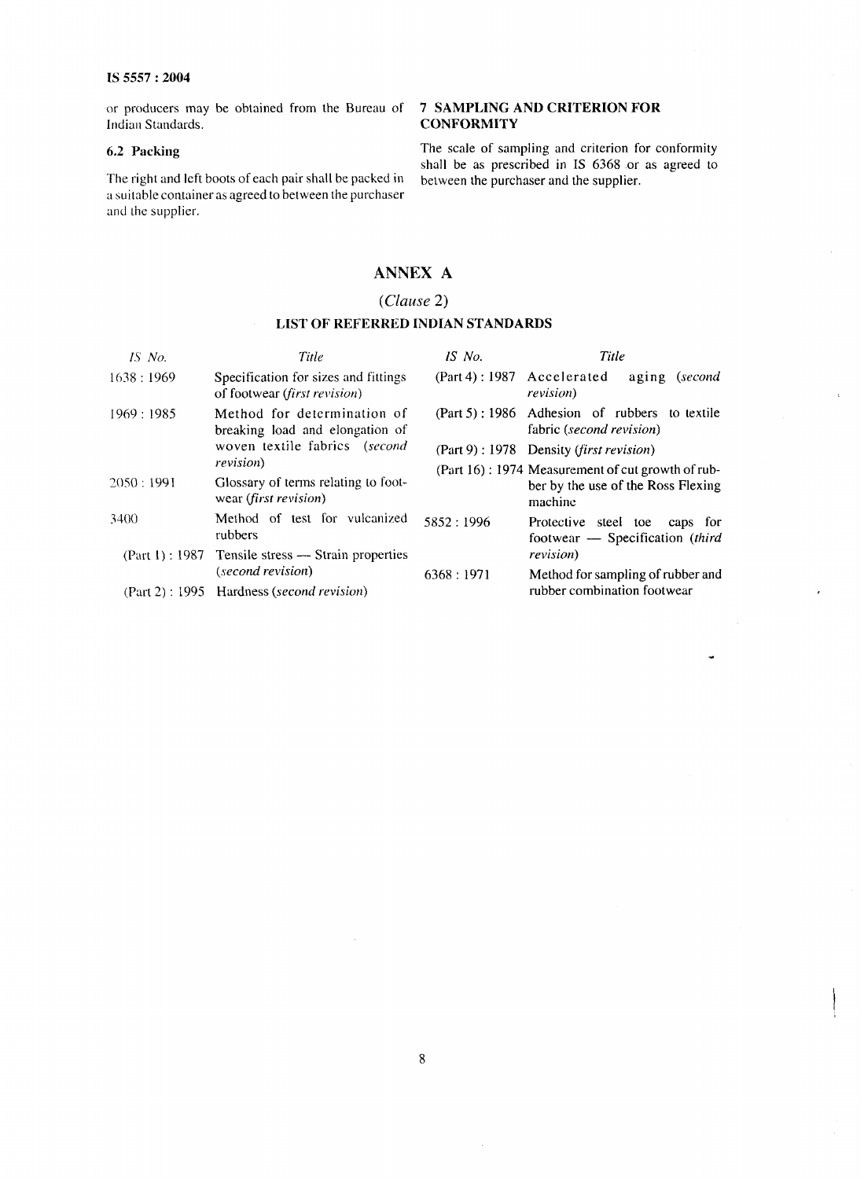or producers may be obtained from the Bureau of Indian Standards.

**6.2 Packing**

The right and left boots of each pair shall be packed in a suitable container as agreed to between the purchaser and the supplier.

## 7 SAMPLING AND CRITERION FOR CONFORMITY

The scale of sampling and criterion for conformity shall be as prescribed in IS 6368 or as agreed to between the purchaser and the supplier.

# ANNEX A

(*Clause* 2)

## LIST OF REFERRED INDIAN STANDARDS

| *IS No.* | *Title* |
|---|---|
| 1638 : 1969 | Specification for sizes and fittings of footwear (*first revision*) |
| 1969 : 1985 | Method for determination of breaking load and elongation of woven textile fabrics (*second revision*) |
| 2050 : 1991 | Glossary of terms relating to footwear (*first revision*) |
| 3400 | Method of test for vulcanized rubbers |
| (Part 1) : 1987 | Tensile stress — Strain properties (*second revision*) |
| (Part 2) : 1995 | Hardness (*second revision*) |
| (Part 4) : 1987 | Accelerated aging (*second revision*) |
| (Part 5) : 1986 | Adhesion of rubbers to textile fabric (*second revision*) |
| (Part 9) : 1978 | Density (*first revision*) |
| (Part 16) : 1974 | Measurement of cut growth of rubber by the use of the Ross Flexing machine |
| 5852 : 1996 | Protective steel toe caps for footwear — Specification (*third revision*) |
| 6368 : 1971 | Method for sampling of rubber and rubber combination footwear |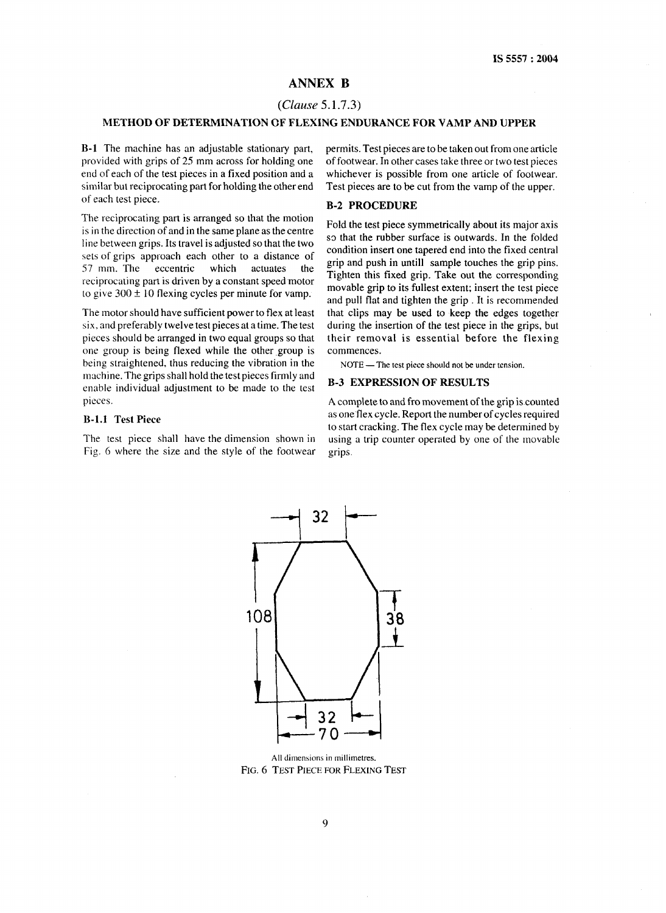## ANNEX B

(*Clause* 5.1.7.3)

### METHOD OF DETERMINATION OF FLEXING ENDURANCE FOR VAMP AND UPPER

**B-1** The machine has an adjustable stationary part, provided with grips of 25 mm across for holding one end of each of the test pieces in a fixed position and a similar but reciprocating part for holding the other end of each test piece.

The reciprocating part is arranged so that the motion is in the direction of and in the same plane as the centre line between grips. Its travel is adjusted so that the two sets of grips approach each other to a distance of 57 mm. The eccentric which actuates the reciprocating part is driven by a constant speed motor to give 300 ± 10 flexing cycles per minute for vamp.

The motor should have sufficient power to flex at least six, and preferably twelve test pieces at a time. The test pieces should be arranged in two equal groups so that one group is being flexed while the other group is being straightened, thus reducing the vibration in the machine. The grips shall hold the test pieces firmly and enable individual adjustment to be made to the test pieces.

**B-1.1 Test Piece**

The test piece shall have the dimension shown in Fig. 6 where the size and the style of the footwear permits. Test pieces are to be taken out from one article of footwear. In other cases take three or two test pieces whichever is possible from one article of footwear. Test pieces are to be cut from the vamp of the upper.

**B-2 PROCEDURE**

Fold the test piece symmetrically about its major axis so that the rubber surface is outwards. In the folded condition insert one tapered end into the fixed central grip and push in untill sample touches the grip pins. Tighten this fixed grip. Take out the corresponding movable grip to its fullest extent; insert the test piece and pull flat and tighten the grip . It is recommended that clips may be used to keep the edges together during the insertion of the test piece in the grips, but their removal is essential before the flexing commences.

NOTE — The test piece should not be under tension.

**B-3 EXPRESSION OF RESULTS**

A complete to and fro movement of the grip is counted as one flex cycle. Report the number of cycles required to start cracking. The flex cycle may be determined by using a trip counter operated by one of the movable grips.

All dimensions in millimetres.

FIG. 6 TEST PIECE FOR FLEXING TEST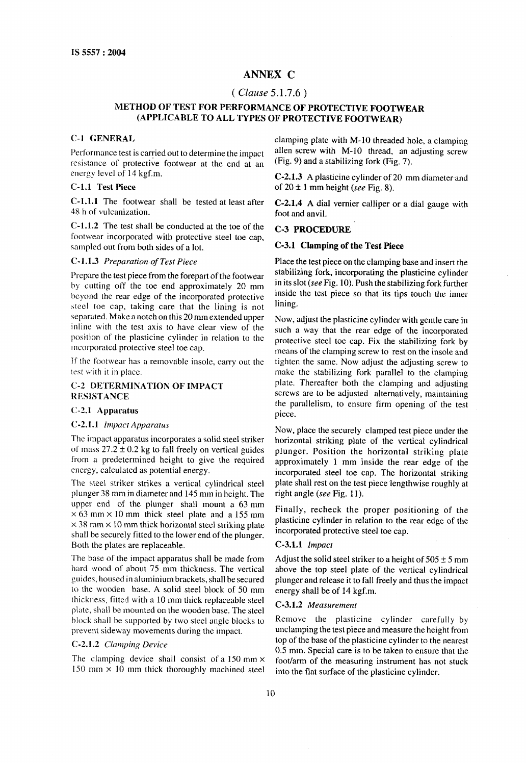# ANNEX C

( *Clause* 5.1.7.6 )

## METHOD OF TEST FOR PERFORMANCE OF PROTECTIVE FOOTWEAR (APPLICABLE TO ALL TYPES OF PROTECTIVE FOOTWEAR)

### C-1 GENERAL

Performance test is carried out to determine the impact resistance of protective footwear at the end at an energy level of 14 kgf.m.

#### C-1.1 Test Piece

**C-1.1.1** The footwear shall be tested at least after 48 h of vulcanization.

**C-1.1.2** The test shall be conducted at the toe of the footwear incorporated with protective steel toe cap, sampled out from both sides of a lot.

**C-1.1.3** *Preparation of Test Piece*

Prepare the test piece from the forepart of the footwear by cutting off the toe end approximately 20 mm beyond the rear edge of the incorporated protective steel toe cap, taking care that the lining is not separated. Make a notch on this 20 mm extended upper inline with the test axis to have clear view of the position of the plasticine cylinder in relation to the incorporated protective steel toe cap.

If the footwear has a removable insole, carry out the test with it in place.

### C-2 DETERMINATION OF IMPACT RESISTANCE

#### C-2.1 Apparatus

**C-2.1.1** *Impact Apparatus*

The impact apparatus incorporates a solid steel striker of mass 27.2 ± 0.2 kg to fall freely on vertical guides from a predetermined height to give the required energy, calculated as potential energy.

The steel striker strikes a vertical cylindrical steel plunger 38 mm in diameter and 145 mm in height. The upper end of the plunger shall mount a 63 mm × 63 mm × 10 mm thick steel plate and a 155 mm × 38 mm × 10 mm thick horizontal steel striking plate shall be securely fitted to the lower end of the plunger. Both the plates are replaceable.

The base of the impact apparatus shall be made from hard wood of about 75 mm thickness. The vertical guides, housed in aluminium brackets, shall be secured to the wooden base. A solid steel block of 50 mm thickness, fitted with a 10 mm thick replaceable steel plate, shall be mounted on the wooden base. The steel block shall be supported by two steel angle blocks to prevent sideway movements during the impact.

**C-2.1.2** *Clamping Device*

The clamping device shall consist of a 150 mm × 150 mm × 10 mm thick thoroughly machined steel clamping plate with M-10 threaded hole, a clamping allen screw with M-10 thread, an adjusting screw (Fig. 9) and a stabilizing fork (Fig. 7).

**C-2.1.3** A plasticine cylinder of 20 mm diameter and of 20 ± 1 mm height (*see* Fig. 8).

**C-2.1.4** A dial vernier calliper or a dial gauge with foot and anvil.

### C-3 PROCEDURE

#### C-3.1 Clamping of the Test Piece

Place the test piece on the clamping base and insert the stabilizing fork, incorporating the plasticine cylinder in its slot (*see* Fig. 10). Push the stabilizing fork further inside the test piece so that its tips touch the inner lining.

Now, adjust the plasticine cylinder with gentle care in such a way that the rear edge of the incorporated protective steel toe cap. Fix the stabilizing fork by means of the clamping screw to rest on the insole and tighten the same. Now adjust the adjusting screw to make the stabilizing fork parallel to the clamping plate. Thereafter both the clamping and adjusting screws are to be adjusted alternatively, maintaining the parallelism, to ensure firm opening of the test piece.

Now, place the securely clamped test piece under the horizontal striking plate of the vertical cylindrical plunger. Position the horizontal striking plate approximately 1 mm inside the rear edge of the incorporated steel toe cap. The horizontal striking plate shall rest on the test piece lengthwise roughly at right angle (*see* Fig. 11).

Finally, recheck the proper positioning of the plasticine cylinder in relation to the rear edge of the incorporated protective steel toe cap.

**C-3.1.1** *Impact*

Adjust the solid steel striker to a height of 505 ± 5 mm above the top steel plate of the vertical cylindrical plunger and release it to fall freely and thus the impact energy shall be of 14 kgf.m.

**C-3.1.2** *Measurement*

Remove the plasticine cylinder carefully by unclamping the test piece and measure the height from top of the base of the plasticine cylinder to the nearest 0.5 mm. Special care is to be taken to ensure that the foot/arm of the measuring instrument has not stuck into the flat surface of the plasticine cylinder.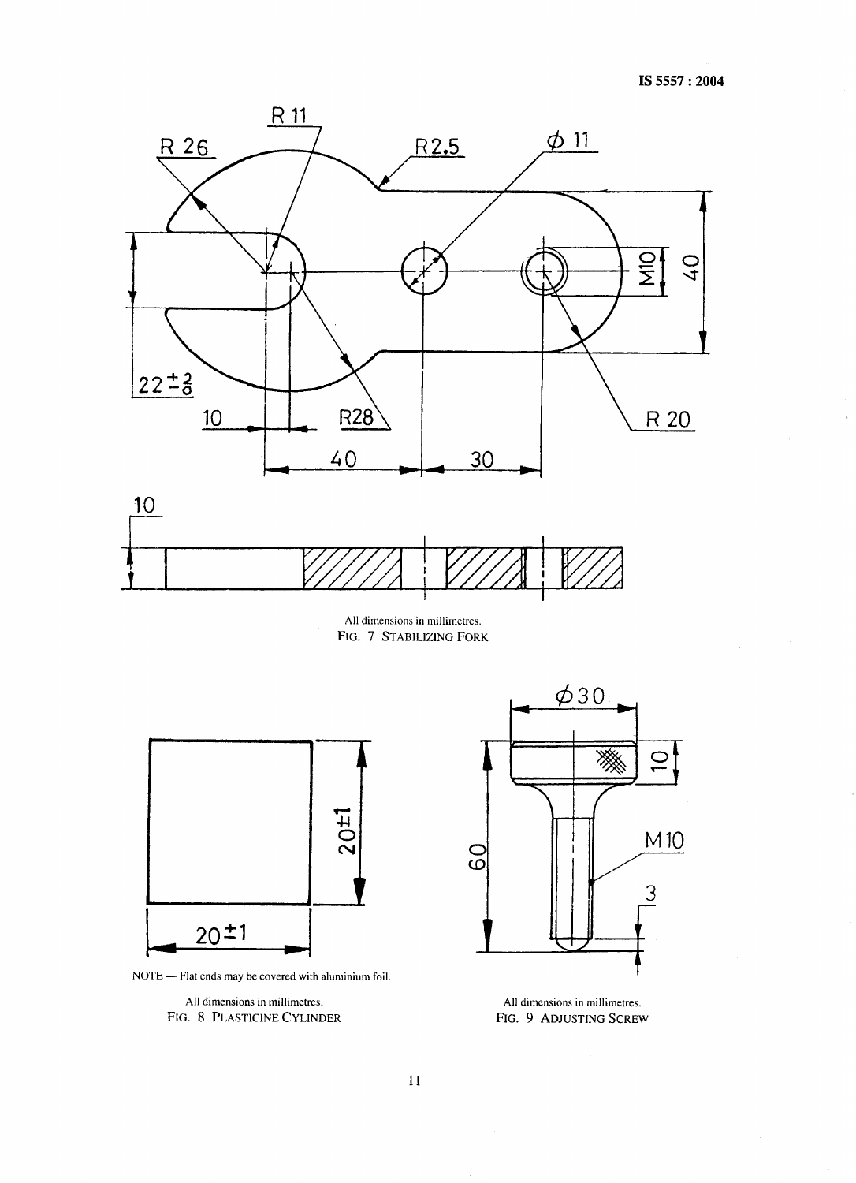All dimensions in millimetres.

FIG. 7 STABILIZING FORK

NOTE — Flat ends may be covered with aluminium foil.

All dimensions in millimetres.

FIG. 8 PLASTICINE CYLINDER

All dimensions in millimetres.

FIG. 9 ADJUSTING SCREW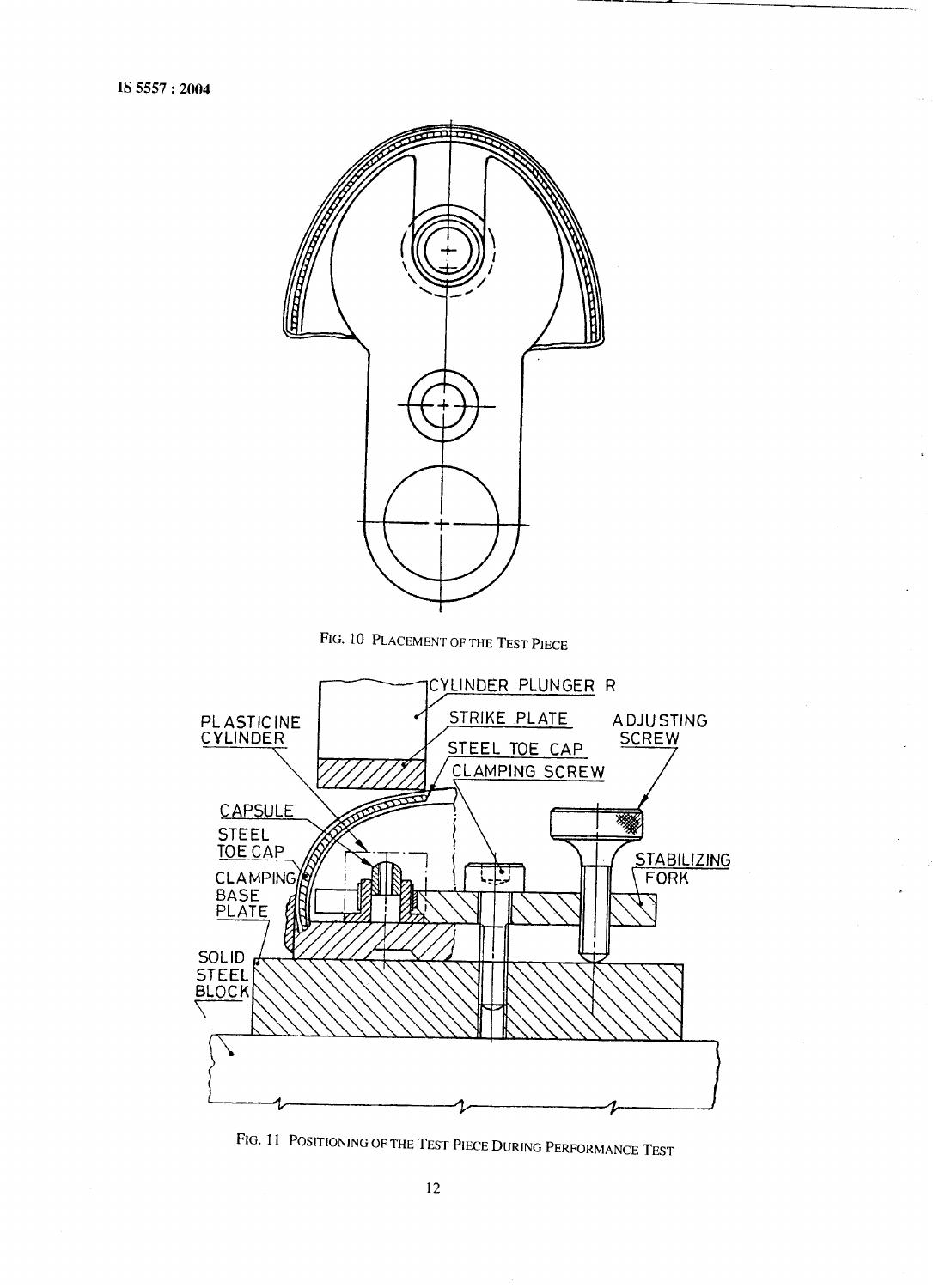FIG. 10 PLACEMENT OF THE TEST PIECE

FIG. 11 POSITIONING OF THE TEST PIECE DURING PERFORMANCE TEST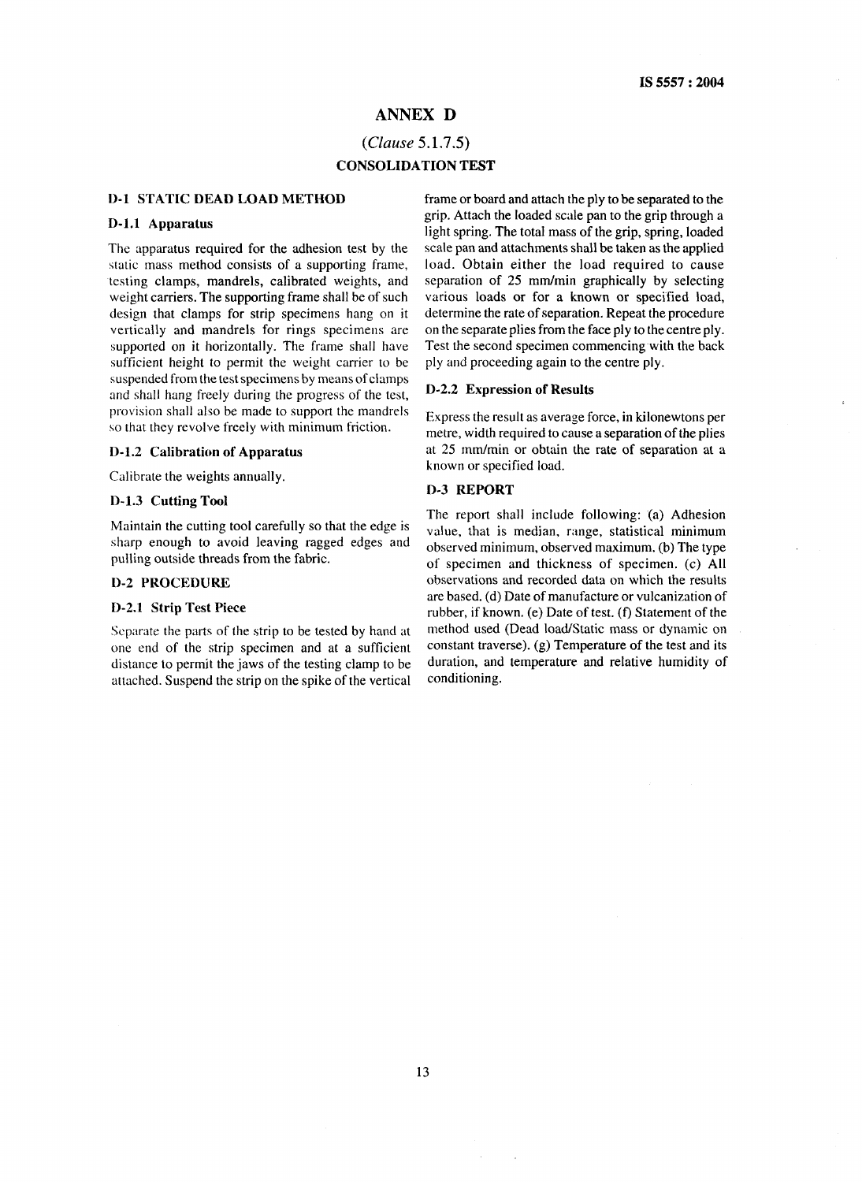# ANNEX D

*(Clause 5.1.7.5)*

**CONSOLIDATION TEST**

## D-1 STATIC DEAD LOAD METHOD

### D-1.1 Apparatus

The apparatus required for the adhesion test by the static mass method consists of a supporting frame, testing clamps, mandrels, calibrated weights, and weight carriers. The supporting frame shall be of such design that clamps for strip specimens hang on it vertically and mandrels for rings specimens are supported on it horizontally. The frame shall have sufficient height to permit the weight carrier to be suspended from the test specimens by means of clamps and shall hang freely during the progress of the test, provision shall also be made to support the mandrels so that they revolve freely with minimum friction.

### D-1.2 Calibration of Apparatus

Calibrate the weights annually.

### D-1.3 Cutting Tool

Maintain the cutting tool carefully so that the edge is sharp enough to avoid leaving ragged edges and pulling outside threads from the fabric.

## D-2 PROCEDURE

### D-2.1 Strip Test Piece

Separate the parts of the strip to be tested by hand at one end of the strip specimen and at a sufficient distance to permit the jaws of the testing clamp to be attached. Suspend the strip on the spike of the vertical frame or board and attach the ply to be separated to the grip. Attach the loaded scale pan to the grip through a light spring. The total mass of the grip, spring, loaded scale pan and attachments shall be taken as the applied load. Obtain either the load required to cause separation of 25 mm/min graphically by selecting various loads or for a known or specified load, determine the rate of separation. Repeat the procedure on the separate plies from the face ply to the centre ply. Test the second specimen commencing with the back ply and proceeding again to the centre ply.

### D-2.2 Expression of Results

Express the result as average force, in kilonewtons per metre, width required to cause a separation of the plies at 25 mm/min or obtain the rate of separation at a known or specified load.

## D-3 REPORT

The report shall include following: (a) Adhesion value, that is median, range, statistical minimum observed minimum, observed maximum. (b) The type of specimen and thickness of specimen. (c) All observations and recorded data on which the results are based. (d) Date of manufacture or vulcanization of rubber, if known. (e) Date of test. (f) Statement of the method used (Dead load/Static mass or dynamic on constant traverse). (g) Temperature of the test and its duration, and temperature and relative humidity of conditioning.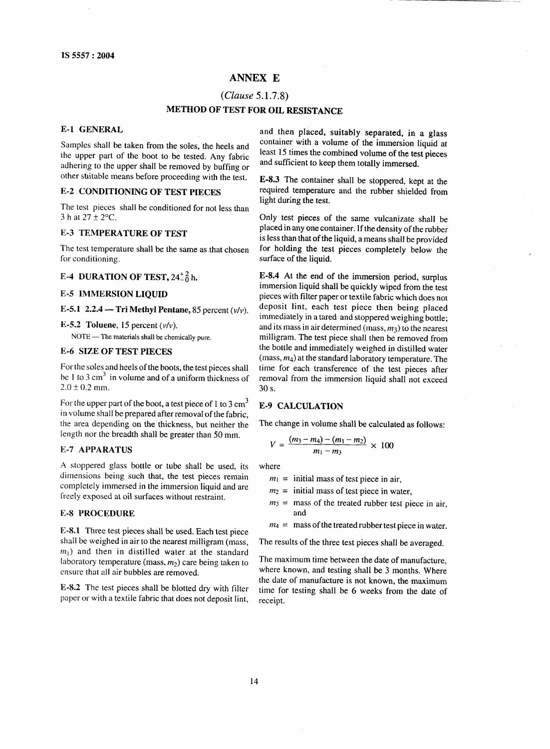# ANNEX E

## (*Clause* 5.1.7.8)

## METHOD OF TEST FOR OIL RESISTANCE

### E-1 GENERAL

Samples shall be taken from the soles, the heels and the upper part of the boot to be tested. Any fabric adhering to the upper shall be removed by buffing or other suitable means before proceeding with the test.

### E-2 CONDITIONING OF TEST PIECES

The test pieces shall be conditioned for not less than 3 h at 27 ± 2°C.

### E-3 TEMPERATURE OF TEST

The test temperature shall be the same as that chosen for conditioning.

### E-4 DURATION OF TEST, $24^{+2}_{-0}$ h.

### E-5 IMMERSION LIQUID

**E-5.1 2.2.4 — Tri Methyl Pentane,** 85 percent (*v/v*).

**E-5.2 Toluene,** 15 percent (*v/v*).

NOTE — The materials shall be chemically pure.

### E-6 SIZE OF TEST PIECES

For the soles and heels of the boots, the test pieces shall be 1 to 3 $cm^3$ in volume and of a uniform thickness of 2.0 ± 0.2 mm.

For the upper part of the boot, a test piece of 1 to 3 $cm^3$ in volume shall be prepared after removal of the fabric, the area depending on the thickness, but neither the length nor the breadth shall be greater than 50 mm.

### E-7 APPARATUS

A stoppered glass bottle or tube shall be used, its dimensions being such that, the test pieces remain completely immersed in the immersion liquid and are freely exposed at oil surfaces without restraint.

### E-8 PROCEDURE

**E-8.1** Three test pieces shall be used. Each test piece shall be weighed in air to the nearest milligram (mass, $m_1$) and then in distilled water at the standard laboratory temperature (mass, $m_2$) care being taken to ensure that all air bubbles are removed.

**E-8.2** The test pieces shall be blotted dry with filter paper or with a textile fabric that does not deposit lint, and then placed, suitably separated, in a glass container with a volume of the immersion liquid at least 15 times the combined volume of the test pieces and sufficient to keep them totally immersed.

**E-8.3** The container shall be stoppered, kept at the required temperature and the rubber shielded from light during the test.

Only test pieces of the same vulcanizate shall be placed in any one container. If the density of the rubber is less than that of the liquid, a means shall be provided for holding the test pieces completely below the surface of the liquid.

**E-8.4** At the end of the immersion period, surplus immersion liquid shall be quickly wiped from the test pieces with filter paper or textile fabric which does not deposit lint, each test piece then being placed immediately in a tared and stoppered weighing bottle; and its mass in air determined (mass, $m_3$) to the nearest milligram. The test piece shall then be removed from the bottle and immediately weighed in distilled water (mass, $m_4$) at the standard laboratory temperature. The time for each transference of the test pieces after removal from the immersion liquid shall not exceed 30 s.

### E-9 CALCULATION

The change in volume shall be calculated as follows:

$$V = \frac{(m_3 - m_4) - (m_1 - m_2)}{m_1 - m_3} \times 100$$

where

- $m_1$ = initial mass of test piece in air,
- $m_2$ = initial mass of test piece in water,
- $m_3$ = mass of the treated rubber test piece in air, and
- $m_4$ = mass of the treated rubber test piece in water.

The results of the three test pieces shall be averaged.

The maximum time between the date of manufacture, where known, and testing shall be 3 months. Where the date of manufacture is not known, the maximum time for testing shall be 6 weeks from the date of receipt.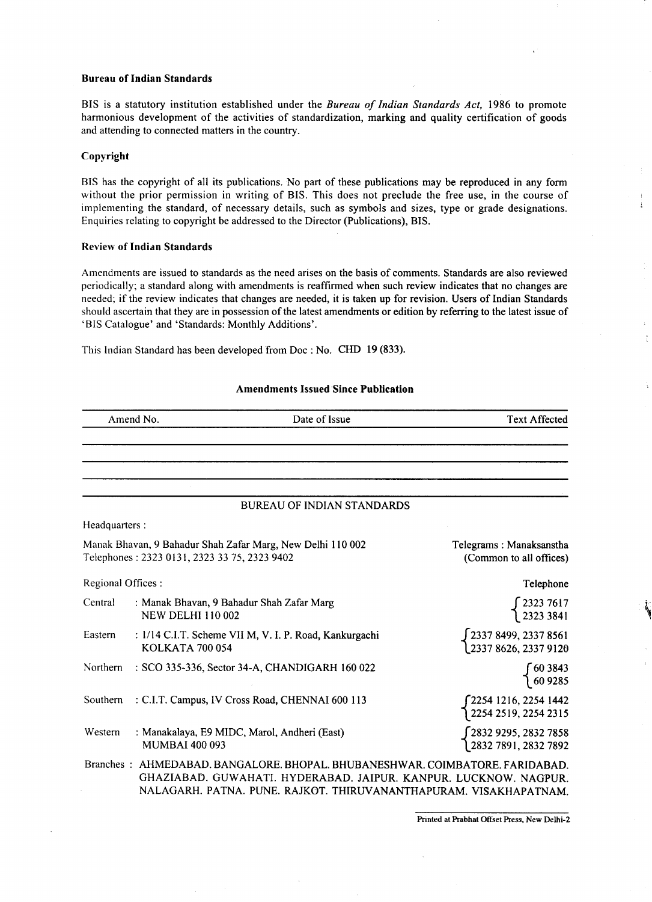**Bureau of Indian Standards**

BIS is a statutory institution established under the *Bureau of Indian Standards Act*, 1986 to promote harmonious development of the activities of standardization, marking and quality certification of goods and attending to connected matters in the country.

**Copyright**

BIS has the copyright of all its publications. No part of these publications may be reproduced in any form without the prior permission in writing of BIS. This does not preclude the free use, in the course of implementing the standard, of necessary details, such as symbols and sizes, type or grade designations. Enquiries relating to copyright be addressed to the Director (Publications), BIS.

**Review of Indian Standards**

Amendments are issued to standards as the need arises on the basis of comments. Standards are also reviewed periodically; a standard along with amendments is reaffirmed when such review indicates that no changes are needed; if the review indicates that changes are needed, it is taken up for revision. Users of Indian Standards should ascertain that they are in possession of the latest amendments or edition by referring to the latest issue of 'BIS Catalogue' and 'Standards: Monthly Additions'.

This Indian Standard has been developed from Doc : No. CHD 19 (833).

**Amendments Issued Since Publication**

| Amend No. | Date of Issue | Text Affected |
|---|---|---|
| | | |
| | | |
| | | |

BUREAU OF INDIAN STANDARDS

Headquarters :

Manak Bhavan, 9 Bahadur Shah Zafar Marg, New Delhi 110 002
Telephones : 2323 0131, 2323 33 75, 2323 9402

Telegrams : Manaksanstha (Common to all offices)

| Regional Offices : | | Telephone |
|---|---|---|
| Central | : Manak Bhavan, 9 Bahadur Shah Zafar Marg NEW DELHI 110 002 | 2323 7617, 2323 3841 |
| Eastern | : 1/14 C.I.T. Scheme VII M, V. I. P. Road, Kankurgachi KOLKATA 700 054 | 2337 8499, 2337 8561, 2337 8626, 2337 9120 |
| Northern | : SCO 335-336, Sector 34-A, CHANDIGARH 160 022 | 60 3843, 60 9285 |
| Southern | : C.I.T. Campus, IV Cross Road, CHENNAI 600 113 | 2254 1216, 2254 1442, 2254 2519, 2254 2315 |
| Western | : Manakalaya, E9 MIDC, Marol, Andheri (East) MUMBAI 400 093 | 2832 9295, 2832 7858, 2832 7891, 2832 7892 |

Branches : AHMEDABAD. BANGALORE. BHOPAL. BHUBANESHWAR. COIMBATORE. FARIDABAD. GHAZIABAD. GUWAHATI. HYDERABAD. JAIPUR. KANPUR. LUCKNOW. NAGPUR. NALAGARH. PATNA. PUNE. RAJKOT. THIRUVANANTHAPURAM. VISAKHAPATNAM.

Printed at Prabhat Offset Press, New Delhi-2